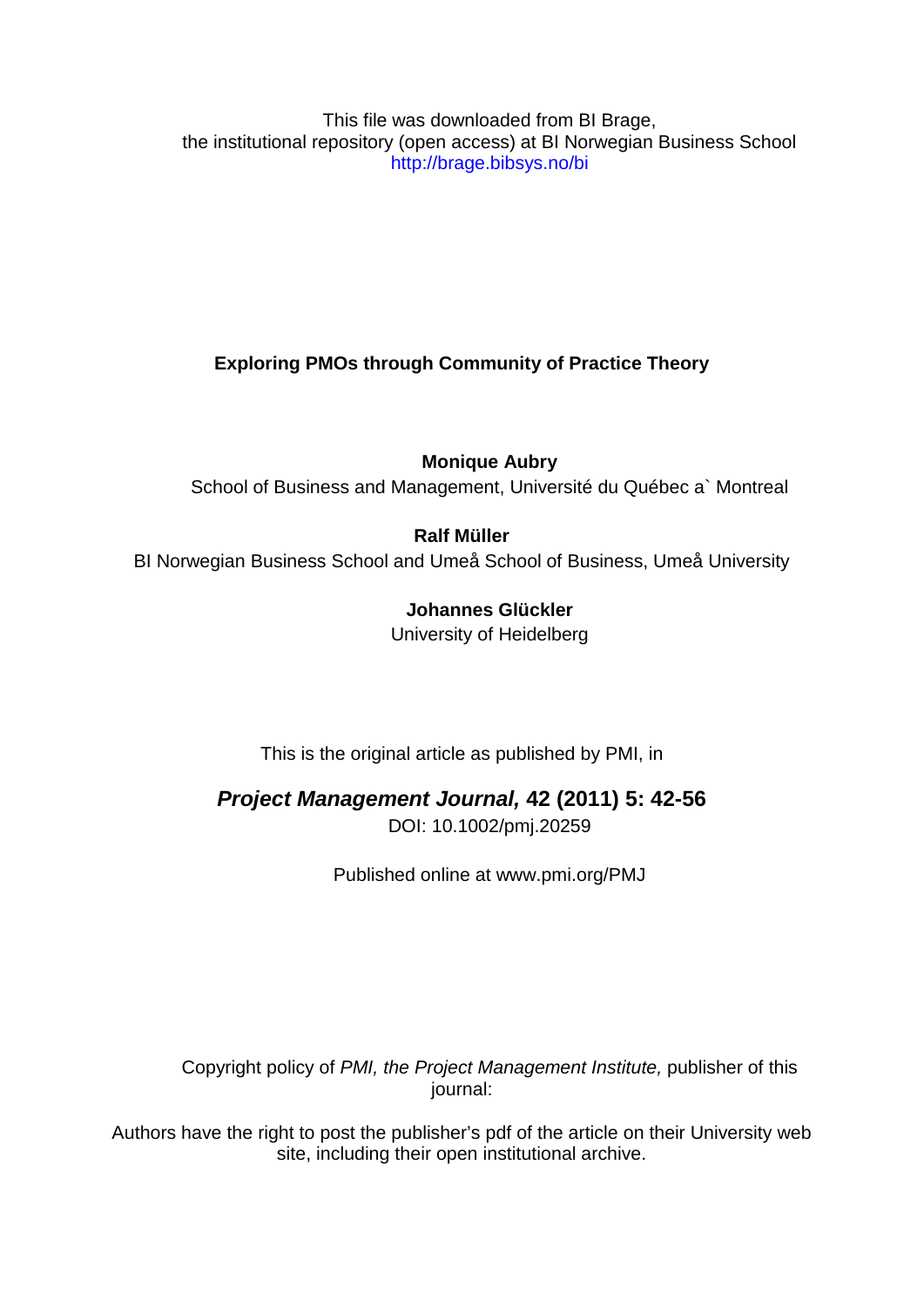This file was downloaded from BI Brage,
the institutional repository (open access) at BI Norwegian Business School
http://brage.bibsys.no/bi

# Exploring PMOs through Community of Practice Theory

**Monique Aubry**
School of Business and Management, Université du Québec a` Montreal

**Ralf Müller**
BI Norwegian Business School and Umeå School of Business, Umeå University

**Johannes Glückler**
University of Heidelberg

This is the original article as published by PMI, in

***Project Management Journal,* 42 (2011) 5: 42-56**
DOI: 10.1002/pmj.20259

Published online at www.pmi.org/PMJ

Copyright policy of *PMI, the Project Management Institute,* publisher of this journal:

Authors have the right to post the publisher's pdf of the article on their University web site, including their open institutional archive.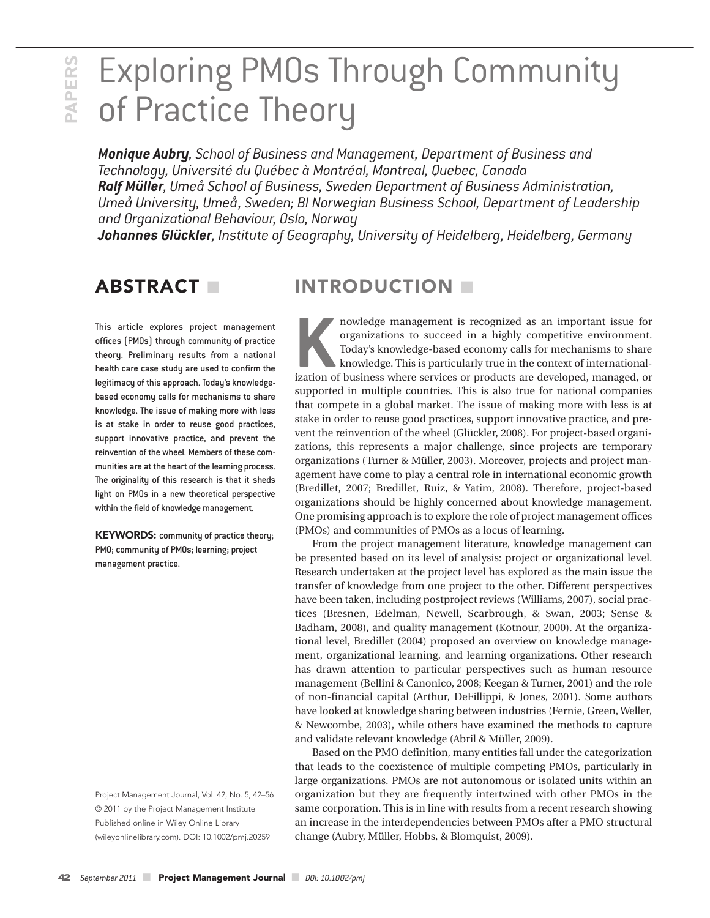# Exploring PMOs Through Community of Practice Theory

***Monique Aubry**, School of Business and Management, Department of Business and Technology, Université du Québec à Montréal, Montreal, Quebec, Canada*
***Ralf Müller**, Umeå School of Business, Sweden Department of Business Administration, Umeå University, Umeå, Sweden; BI Norwegian Business School, Department of Leadership and Organizational Behaviour, Oslo, Norway*
***Johannes Glückler**, Institute of Geography, University of Heidelberg, Heidelberg, Germany*

## ABSTRACT

This article explores project management offices (PMOs) through community of practice theory. Preliminary results from a national health care case study are used to confirm the legitimacy of this approach. Today's knowledge-based economy calls for mechanisms to share knowledge. The issue of making more with less is at stake in order to reuse good practices, support innovative practice, and prevent the reinvention of the wheel. Members of these communities are at the heart of the learning process. The originality of this research is that it sheds light on PMOs in a new theoretical perspective within the field of knowledge management.

**KEYWORDS:** community of practice theory; PMO; community of PMOs; learning; project management practice.

Project Management Journal, Vol. 42, No. 5, 42–56
© 2011 by the Project Management Institute
Published online in Wiley Online Library (wileyonlinelibrary.com). DOI: 10.1002/pmj.20259

## INTRODUCTION

Knowledge management is recognized as an important issue for organizations to succeed in a highly competitive environment. Today's knowledge-based economy calls for mechanisms to share knowledge. This is particularly true in the context of internationalization of business where services or products are developed, managed, or supported in multiple countries. This is also true for national companies that compete in a global market. The issue of making more with less is at stake in order to reuse good practices, support innovative practice, and prevent the reinvention of the wheel (Glückler, 2008). For project-based organizations, this represents a major challenge, since projects are temporary organizations (Turner & Müller, 2003). Moreover, projects and project management have come to play a central role in international economic growth (Bredillet, 2007; Bredillet, Ruiz, & Yatim, 2008). Therefore, project-based organizations should be highly concerned about knowledge management. One promising approach is to explore the role of project management offices (PMOs) and communities of PMOs as a locus of learning.

From the project management literature, knowledge management can be presented based on its level of analysis: project or organizational level. Research undertaken at the project level has explored as the main issue the transfer of knowledge from one project to the other. Different perspectives have been taken, including postproject reviews (Williams, 2007), social practices (Bresnen, Edelman, Newell, Scarbrough, & Swan, 2003; Sense & Badham, 2008), and quality management (Kotnour, 2000). At the organizational level, Bredillet (2004) proposed an overview on knowledge management, organizational learning, and learning organizations. Other research has drawn attention to particular perspectives such as human resource management (Bellini & Canonico, 2008; Keegan & Turner, 2001) and the role of non-financial capital (Arthur, DeFillippi, & Jones, 2001). Some authors have looked at knowledge sharing between industries (Fernie, Green, Weller, & Newcombe, 2003), while others have examined the methods to capture and validate relevant knowledge (Abril & Müller, 2009).

Based on the PMO definition, many entities fall under the categorization that leads to the coexistence of multiple competing PMOs, particularly in large organizations. PMOs are not autonomous or isolated units within an organization but they are frequently intertwined with other PMOs in the same corporation. This is in line with results from a recent research showing an increase in the interdependencies between PMOs after a PMO structural change (Aubry, Müller, Hobbs, & Blomquist, 2009).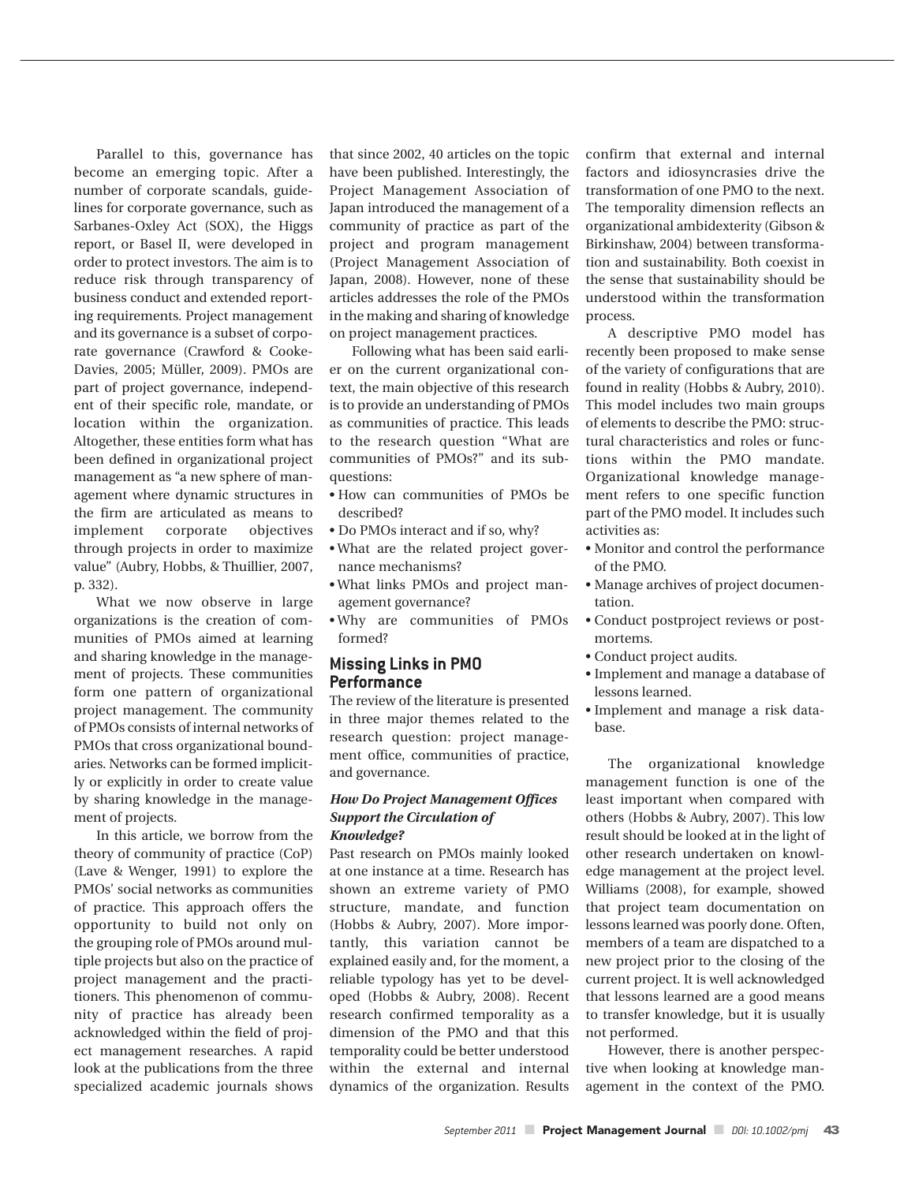Parallel to this, governance has become an emerging topic. After a number of corporate scandals, guidelines for corporate governance, such as Sarbanes-Oxley Act (SOX), the Higgs report, or Basel II, were developed in order to protect investors. The aim is to reduce risk through transparency of business conduct and extended reporting requirements. Project management and its governance is a subset of corporate governance (Crawford & Cooke-Davies, 2005; Müller, 2009). PMOs are part of project governance, independent of their specific role, mandate, or location within the organization. Altogether, these entities form what has been defined in organizational project management as "a new sphere of management where dynamic structures in the firm are articulated as means to implement corporate objectives through projects in order to maximize value" (Aubry, Hobbs, & Thuillier, 2007, p. 332).

What we now observe in large organizations is the creation of communities of PMOs aimed at learning and sharing knowledge in the management of projects. These communities form one pattern of organizational project management. The community of PMOs consists of internal networks of PMOs that cross organizational boundaries. Networks can be formed implicitly or explicitly in order to create value by sharing knowledge in the management of projects.

In this article, we borrow from the theory of community of practice (CoP) (Lave & Wenger, 1991) to explore the PMOs' social networks as communities of practice. This approach offers the opportunity to build not only on the grouping role of PMOs around multiple projects but also on the practice of project management and the practitioners. This phenomenon of community of practice has already been acknowledged within the field of project management researches. A rapid look at the publications from the three specialized academic journals shows that since 2002, 40 articles on the topic have been published. Interestingly, the Project Management Association of Japan introduced the management of a community of practice as part of the project and program management (Project Management Association of Japan, 2008). However, none of these articles addresses the role of the PMOs in the making and sharing of knowledge on project management practices.

Following what has been said earlier on the current organizational context, the main objective of this research is to provide an understanding of PMOs as communities of practice. This leads to the research question "What are communities of PMOs?" and its subquestions:

- How can communities of PMOs be described?
- Do PMOs interact and if so, why?
- What are the related project governance mechanisms?
- What links PMOs and project management governance?
- Why are communities of PMOs formed?

## Missing Links in PMO Performance

The review of the literature is presented in three major themes related to the research question: project management office, communities of practice, and governance.

### *How Do Project Management Offices Support the Circulation of Knowledge?*

Past research on PMOs mainly looked at one instance at a time. Research has shown an extreme variety of PMO structure, mandate, and function (Hobbs & Aubry, 2007). More importantly, this variation cannot be explained easily and, for the moment, a reliable typology has yet to be developed (Hobbs & Aubry, 2008). Recent research confirmed temporality as a dimension of the PMO and that this temporality could be better understood within the external and internal dynamics of the organization. Results confirm that external and internal factors and idiosyncrasies drive the transformation of one PMO to the next. The temporality dimension reflects an organizational ambidexterity (Gibson & Birkinshaw, 2004) between transformation and sustainability. Both coexist in the sense that sustainability should be understood within the transformation process.

A descriptive PMO model has recently been proposed to make sense of the variety of configurations that are found in reality (Hobbs & Aubry, 2010). This model includes two main groups of elements to describe the PMO: structural characteristics and roles or functions within the PMO mandate. Organizational knowledge management refers to one specific function part of the PMO model. It includes such activities as:

- Monitor and control the performance of the PMO.
- Manage archives of project documentation.
- Conduct postproject reviews or postmortems.
- Conduct project audits.
- Implement and manage a database of lessons learned.
- Implement and manage a risk database.

The organizational knowledge management function is one of the least important when compared with others (Hobbs & Aubry, 2007). This low result should be looked at in the light of other research undertaken on knowledge management at the project level. Williams (2008), for example, showed that project team documentation on lessons learned was poorly done. Often, members of a team are dispatched to a new project prior to the closing of the current project. It is well acknowledged that lessons learned are a good means to transfer knowledge, but it is usually not performed.

However, there is another perspective when looking at knowledge management in the context of the PMO.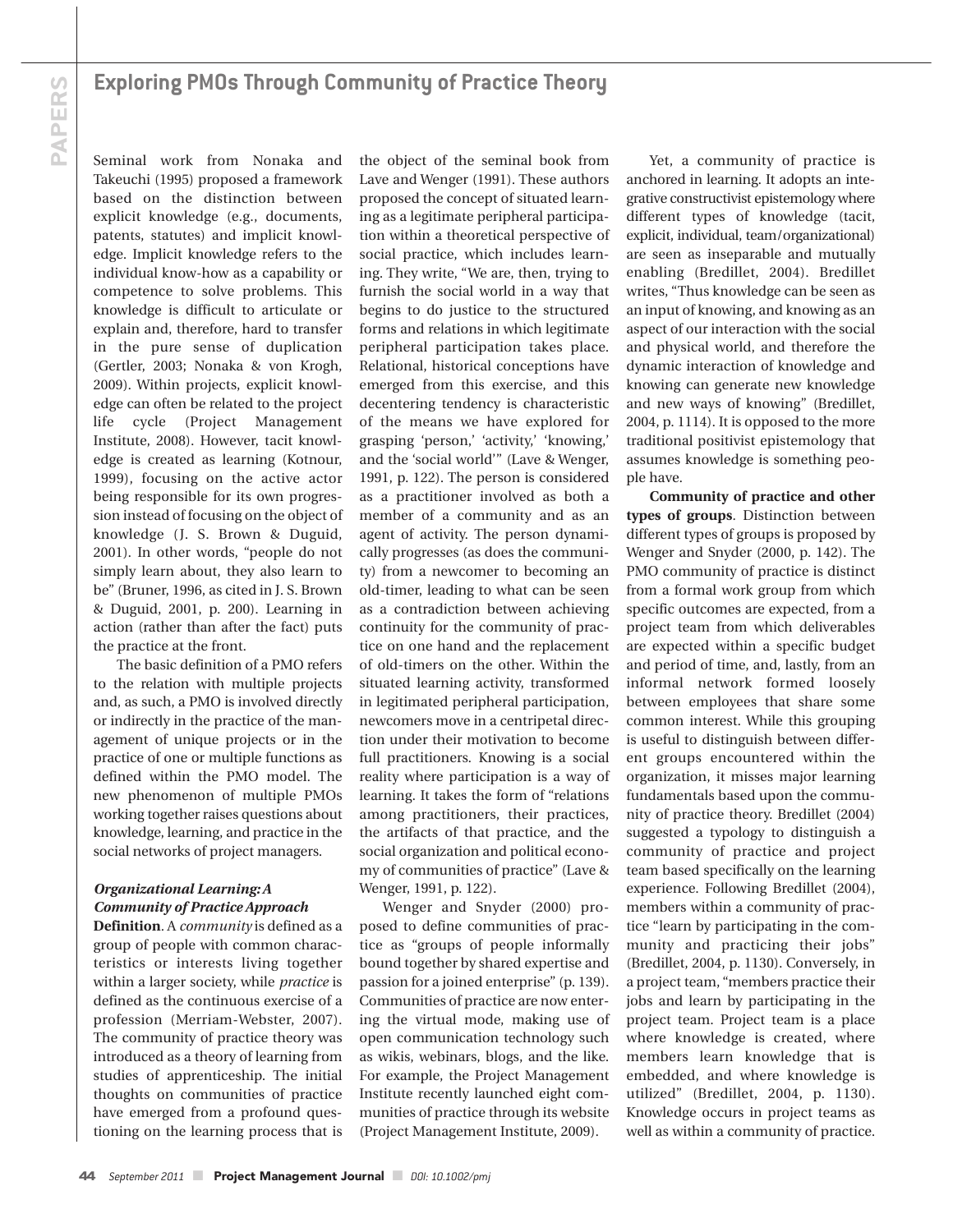Seminal work from Nonaka and Takeuchi (1995) proposed a framework based on the distinction between explicit knowledge (e.g., documents, patents, statutes) and implicit knowledge. Implicit knowledge refers to the individual know-how as a capability or competence to solve problems. This knowledge is difficult to articulate or explain and, therefore, hard to transfer in the pure sense of duplication (Gertler, 2003; Nonaka & von Krogh, 2009). Within projects, explicit knowledge can often be related to the project life cycle (Project Management Institute, 2008). However, tacit knowledge is created as learning (Kotnour, 1999), focusing on the active actor being responsible for its own progression instead of focusing on the object of knowledge (J. S. Brown & Duguid, 2001). In other words, "people do not simply learn about, they also learn to be" (Bruner, 1996, as cited in J. S. Brown & Duguid, 2001, p. 200). Learning in action (rather than after the fact) puts the practice at the front.

The basic definition of a PMO refers to the relation with multiple projects and, as such, a PMO is involved directly or indirectly in the practice of the management of unique projects or in the practice of one or multiple functions as defined within the PMO model. The new phenomenon of multiple PMOs working together raises questions about knowledge, learning, and practice in the social networks of project managers.

### *Organizational Learning: A Community of Practice Approach*

**Definition**. A *community* is defined as a group of people with common characteristics or interests living together within a larger society, while *practice* is defined as the continuous exercise of a profession (Merriam-Webster, 2007). The community of practice theory was introduced as a theory of learning from studies of apprenticeship. The initial thoughts on communities of practice have emerged from a profound questioning on the learning process that is the object of the seminal book from Lave and Wenger (1991). These authors proposed the concept of situated learning as a legitimate peripheral participation within a theoretical perspective of social practice, which includes learning. They write, "We are, then, trying to furnish the social world in a way that begins to do justice to the structured forms and relations in which legitimate peripheral participation takes place. Relational, historical conceptions have emerged from this exercise, and this decentering tendency is characteristic of the means we have explored for grasping 'person,' 'activity,' 'knowing,' and the 'social world'" (Lave & Wenger, 1991, p. 122). The person is considered as a practitioner involved as both a member of a community and as an agent of activity. The person dynamically progresses (as does the community) from a newcomer to becoming an old-timer, leading to what can be seen as a contradiction between achieving continuity for the community of practice on one hand and the replacement of old-timers on the other. Within the situated learning activity, transformed in legitimated peripheral participation, newcomers move in a centripetal direction under their motivation to become full practitioners. Knowing is a social reality where participation is a way of learning. It takes the form of "relations among practitioners, their practices, the artifacts of that practice, and the social organization and political economy of communities of practice" (Lave & Wenger, 1991, p. 122).

Wenger and Snyder (2000) proposed to define communities of practice as "groups of people informally bound together by shared expertise and passion for a joined enterprise" (p. 139). Communities of practice are now entering the virtual mode, making use of open communication technology such as wikis, webinars, blogs, and the like. For example, the Project Management Institute recently launched eight communities of practice through its website (Project Management Institute, 2009).

Yet, a community of practice is anchored in learning. It adopts an integrative constructivist epistemology where different types of knowledge (tacit, explicit, individual, team/organizational) are seen as inseparable and mutually enabling (Bredillet, 2004). Bredillet writes, "Thus knowledge can be seen as an input of knowing, and knowing as an aspect of our interaction with the social and physical world, and therefore the dynamic interaction of knowledge and knowing can generate new knowledge and new ways of knowing" (Bredillet, 2004, p. 1114). It is opposed to the more traditional positivist epistemology that assumes knowledge is something people have.

**Community of practice and other types of groups**. Distinction between different types of groups is proposed by Wenger and Snyder (2000, p. 142). The PMO community of practice is distinct from a formal work group from which specific outcomes are expected, from a project team from which deliverables are expected within a specific budget and period of time, and, lastly, from an informal network formed loosely between employees that share some common interest. While this grouping is useful to distinguish between different groups encountered within the organization, it misses major learning fundamentals based upon the community of practice theory. Bredillet (2004) suggested a typology to distinguish a community of practice and project team based specifically on the learning experience. Following Bredillet (2004), members within a community of practice "learn by participating in the community and practicing their jobs" (Bredillet, 2004, p. 1130). Conversely, in a project team, "members practice their jobs and learn by participating in the project team. Project team is a place where knowledge is created, where members learn knowledge that is embedded, and where knowledge is utilized" (Bredillet, 2004, p. 1130). Knowledge occurs in project teams as well as within a community of practice.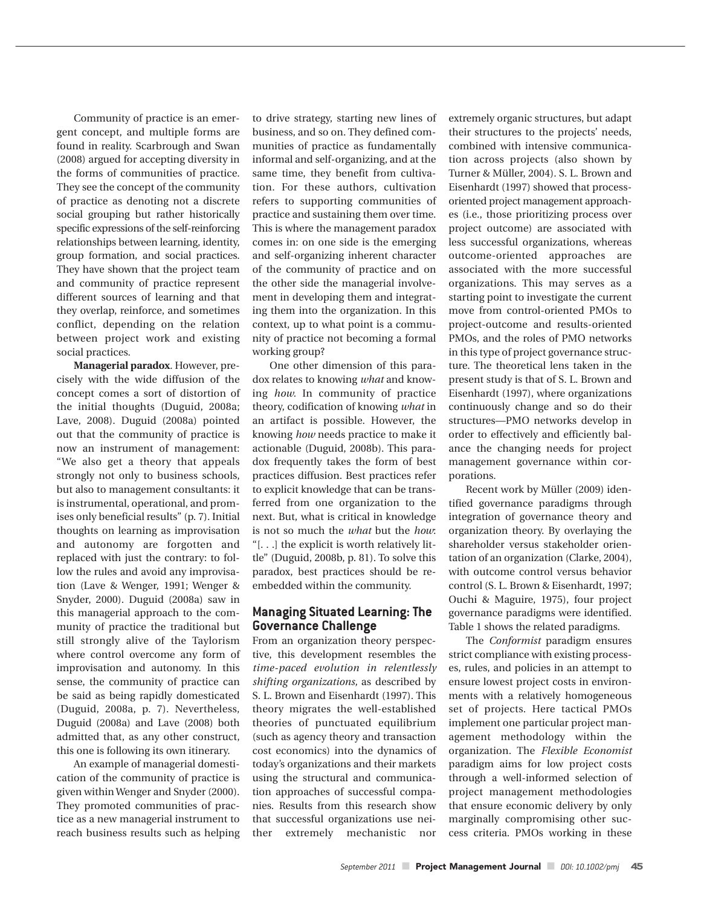Community of practice is an emergent concept, and multiple forms are found in reality. Scarbrough and Swan (2008) argued for accepting diversity in the forms of communities of practice. They see the concept of the community of practice as denoting not a discrete social grouping but rather historically specific expressions of the self-reinforcing relationships between learning, identity, group formation, and social practices. They have shown that the project team and community of practice represent different sources of learning and that they overlap, reinforce, and sometimes conflict, depending on the relation between project work and existing social practices.

**Managerial paradox**. However, precisely with the wide diffusion of the concept comes a sort of distortion of the initial thoughts (Duguid, 2008a; Lave, 2008). Duguid (2008a) pointed out that the community of practice is now an instrument of management: "We also get a theory that appeals strongly not only to business schools, but also to management consultants: it is instrumental, operational, and promises only beneficial results" (p. 7). Initial thoughts on learning as improvisation and autonomy are forgotten and replaced with just the contrary: to follow the rules and avoid any improvisation (Lave & Wenger, 1991; Wenger & Snyder, 2000). Duguid (2008a) saw in this managerial approach to the community of practice the traditional but still strongly alive of the Taylorism where control overcome any form of improvisation and autonomy. In this sense, the community of practice can be said as being rapidly domesticated (Duguid, 2008a, p. 7). Nevertheless, Duguid (2008a) and Lave (2008) both admitted that, as any other construct, this one is following its own itinerary.

An example of managerial domestication of the community of practice is given within Wenger and Snyder (2000). They promoted communities of practice as a new managerial instrument to reach business results such as helping to drive strategy, starting new lines of business, and so on. They defined communities of practice as fundamentally informal and self-organizing, and at the same time, they benefit from cultivation. For these authors, cultivation refers to supporting communities of practice and sustaining them over time. This is where the management paradox comes in: on one side is the emerging and self-organizing inherent character of the community of practice and on the other side the managerial involvement in developing them and integrating them into the organization. In this context, up to what point is a community of practice not becoming a formal working group?

One other dimension of this paradox relates to knowing *what* and knowing *how*. In community of practice theory, codification of knowing *what* in an artifact is possible. However, the knowing *how* needs practice to make it actionable (Duguid, 2008b). This paradox frequently takes the form of best practices diffusion. Best practices refer to explicit knowledge that can be transferred from one organization to the next. But, what is critical in knowledge is not so much the *what* but the *how*: "[. . .] the explicit is worth relatively little" (Duguid, 2008b, p. 81). To solve this paradox, best practices should be re-embedded within the community.

## Managing Situated Learning: The Governance Challenge

From an organization theory perspective, this development resembles the *time-paced evolution in relentlessly shifting organizations,* as described by S. L. Brown and Eisenhardt (1997). This theory migrates the well-established theories of punctuated equilibrium (such as agency theory and transaction cost economics) into the dynamics of today's organizations and their markets using the structural and communication approaches of successful companies. Results from this research show that successful organizations use neither extremely mechanistic nor extremely organic structures, but adapt their structures to the projects' needs, combined with intensive communication across projects (also shown by Turner & Müller, 2004). S. L. Brown and Eisenhardt (1997) showed that process-oriented project management approaches (i.e., those prioritizing process over project outcome) are associated with less successful organizations, whereas outcome-oriented approaches are associated with the more successful organizations. This may serves as a starting point to investigate the current move from control-oriented PMOs to project-outcome and results-oriented PMOs, and the roles of PMO networks in this type of project governance structure. The theoretical lens taken in the present study is that of S. L. Brown and Eisenhardt (1997), where organizations continuously change and so do their structures—PMO networks develop in order to effectively and efficiently balance the changing needs for project management governance within corporations.

Recent work by Müller (2009) identified governance paradigms through integration of governance theory and organization theory. By overlaying the shareholder versus stakeholder orientation of an organization (Clarke, 2004), with outcome control versus behavior control (S. L. Brown & Eisenhardt, 1997; Ouchi & Maguire, 1975), four project governance paradigms were identified. Table 1 shows the related paradigms.

The *Conformist* paradigm ensures strict compliance with existing processes, rules, and policies in an attempt to ensure lowest project costs in environments with a relatively homogeneous set of projects. Here tactical PMOs implement one particular project management methodology within the organization. The *Flexible Economist* paradigm aims for low project costs through a well-informed selection of project management methodologies that ensure economic delivery by only marginally compromising other success criteria. PMOs working in these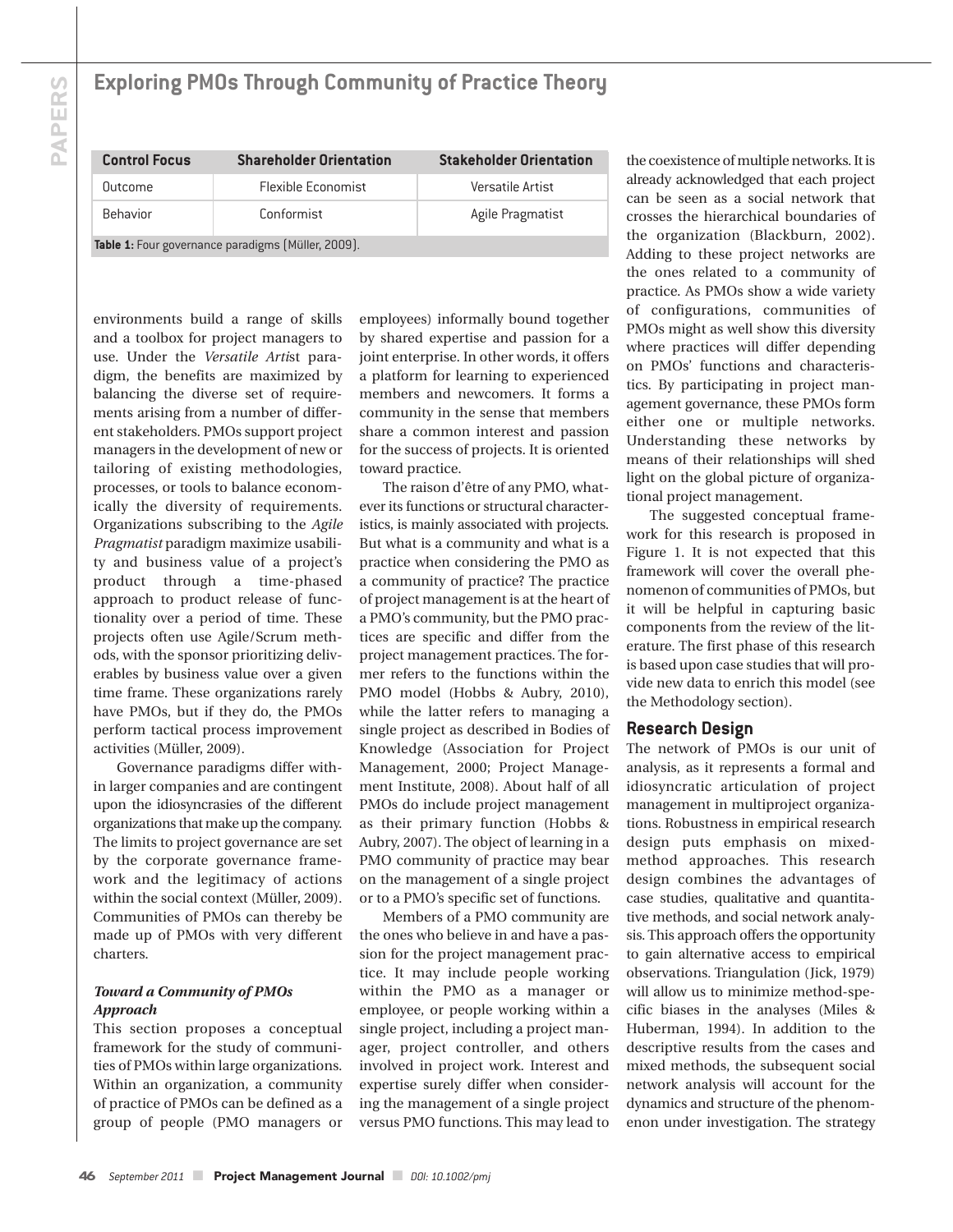| Control Focus | Shareholder Orientation | Stakeholder Orientation |
|---|---|---|
| Outcome | Flexible Economist | Versatile Artist |
| Behavior | Conformist | Agile Pragmatist |

**Table 1:** Four governance paradigms (Müller, 2009).

environments build a range of skills and a toolbox for project managers to use. Under the *Versatile Artist* paradigm, the benefits are maximized by balancing the diverse set of requirements arising from a number of different stakeholders. PMOs support project managers in the development of new or tailoring of existing methodologies, processes, or tools to balance economically the diversity of requirements. Organizations subscribing to the *Agile Pragmatist* paradigm maximize usability and business value of a project's product through a time-phased approach to product release of functionality over a period of time. These projects often use Agile/Scrum methods, with the sponsor prioritizing deliverables by business value over a given time frame. These organizations rarely have PMOs, but if they do, the PMOs perform tactical process improvement activities (Müller, 2009).

Governance paradigms differ within larger companies and are contingent upon the idiosyncrasies of the different organizations that make up the company. The limits to project governance are set by the corporate governance framework and the legitimacy of actions within the social context (Müller, 2009). Communities of PMOs can thereby be made up of PMOs with very different charters.

### *Toward a Community of PMOs Approach*

This section proposes a conceptual framework for the study of communities of PMOs within large organizations. Within an organization, a community of practice of PMOs can be defined as a group of people (PMO managers or employees) informally bound together by shared expertise and passion for a joint enterprise. In other words, it offers a platform for learning to experienced members and newcomers. It forms a community in the sense that members share a common interest and passion for the success of projects. It is oriented toward practice.

The raison d'être of any PMO, whatever its functions or structural characteristics, is mainly associated with projects. But what is a community and what is a practice when considering the PMO as a community of practice? The practice of project management is at the heart of a PMO's community, but the PMO practices are specific and differ from the project management practices. The former refers to the functions within the PMO model (Hobbs & Aubry, 2010), while the latter refers to managing a single project as described in Bodies of Knowledge (Association for Project Management, 2000; Project Management Institute, 2008). About half of all PMOs do include project management as their primary function (Hobbs & Aubry, 2007). The object of learning in a PMO community of practice may bear on the management of a single project or to a PMO's specific set of functions.

Members of a PMO community are the ones who believe in and have a passion for the project management practice. It may include people working within the PMO as a manager or employee, or people working within a single project, including a project manager, project controller, and others involved in project work. Interest and expertise surely differ when considering the management of a single project versus PMO functions. This may lead to the coexistence of multiple networks. It is already acknowledged that each project can be seen as a social network that crosses the hierarchical boundaries of the organization (Blackburn, 2002). Adding to these project networks are the ones related to a community of practice. As PMOs show a wide variety of configurations, communities of PMOs might as well show this diversity where practices will differ depending on PMOs' functions and characteristics. By participating in project management governance, these PMOs form either one or multiple networks. Understanding these networks by means of their relationships will shed light on the global picture of organizational project management.

The suggested conceptual framework for this research is proposed in Figure 1. It is not expected that this framework will cover the overall phenomenon of communities of PMOs, but it will be helpful in capturing basic components from the review of the literature. The first phase of this research is based upon case studies that will provide new data to enrich this model (see the Methodology section).

## Research Design

The network of PMOs is our unit of analysis, as it represents a formal and idiosyncratic articulation of project management in multiproject organizations. Robustness in empirical research design puts emphasis on mixed-method approaches. This research design combines the advantages of case studies, qualitative and quantitative methods, and social network analysis. This approach offers the opportunity to gain alternative access to empirical observations. Triangulation (Jick, 1979) will allow us to minimize method-specific biases in the analyses (Miles & Huberman, 1994). In addition to the descriptive results from the cases and mixed methods, the subsequent social network analysis will account for the dynamics and structure of the phenomenon under investigation. The strategy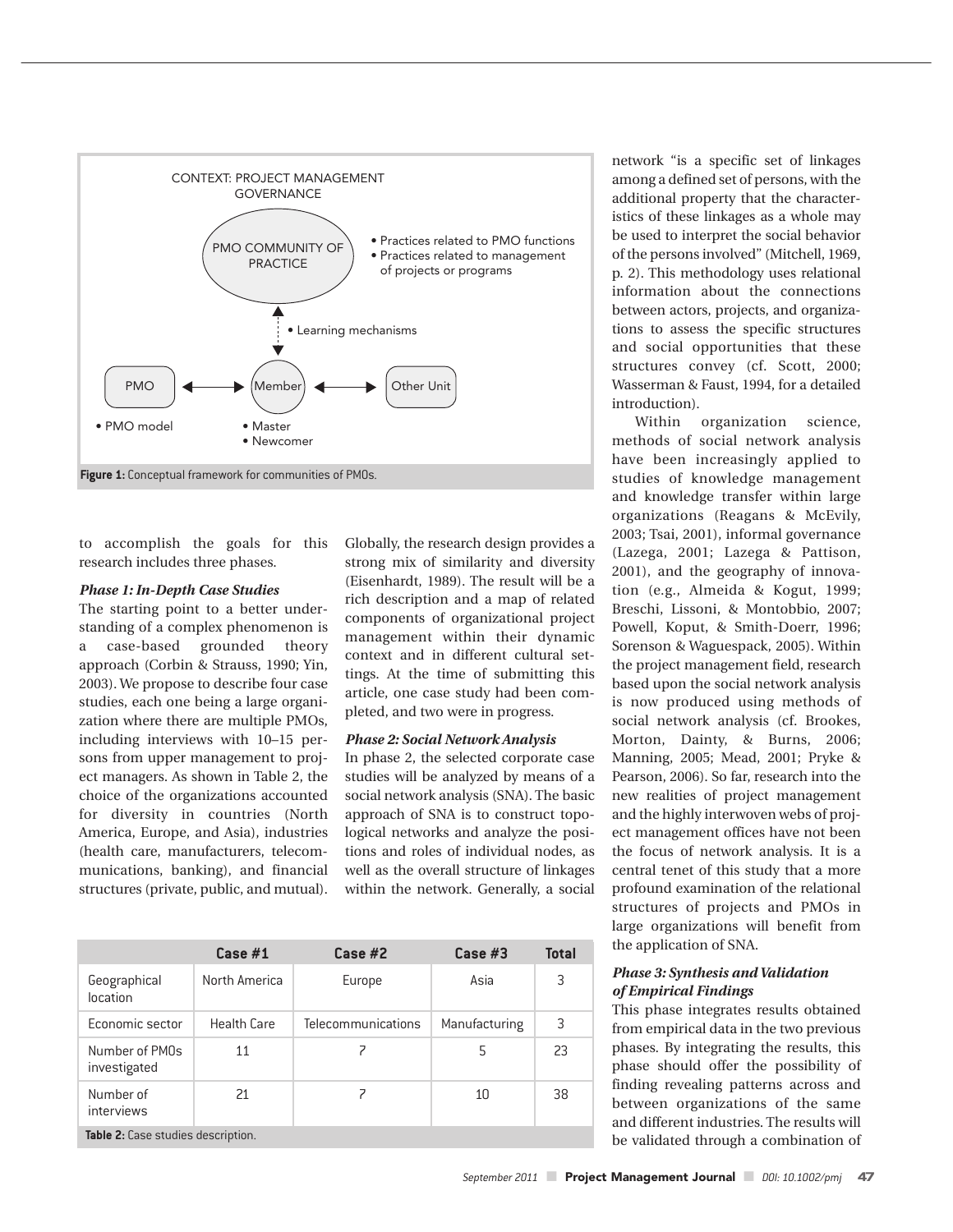Figure 1: Conceptual framework for communities of PMOs.

to accomplish the goals for this research includes three phases.

***Phase 1: In-Depth Case Studies***

The starting point to a better understanding of a complex phenomenon is a case-based grounded theory approach (Corbin & Strauss, 1990; Yin, 2003). We propose to describe four case studies, each one being a large organization where there are multiple PMOs, including interviews with 10–15 persons from upper management to project managers. As shown in Table 2, the choice of the organizations accounted for diversity in countries (North America, Europe, and Asia), industries (health care, manufacturers, telecommunications, banking), and financial structures (private, public, and mutual). Globally, the research design provides a strong mix of similarity and diversity (Eisenhardt, 1989). The result will be a rich description and a map of related components of organizational project management within their dynamic context and in different cultural settings. At the time of submitting this article, one case study had been completed, and two were in progress.

***Phase 2: Social Network Analysis***

In phase 2, the selected corporate case studies will be analyzed by means of a social network analysis (SNA). The basic approach of SNA is to construct topological networks and analyze the positions and roles of individual nodes, as well as the overall structure of linkages within the network. Generally, a social network "is a specific set of linkages among a defined set of persons, with the additional property that the characteristics of these linkages as a whole may be used to interpret the social behavior of the persons involved" (Mitchell, 1969, p. 2). This methodology uses relational information about the connections between actors, projects, and organizations to assess the specific structures and social opportunities that these structures convey (cf. Scott, 2000; Wasserman & Faust, 1994, for a detailed introduction).

Within organization science, methods of social network analysis have been increasingly applied to studies of knowledge management and knowledge transfer within large organizations (Reagans & McEvily, 2003; Tsai, 2001), informal governance (Lazega, 2001; Lazega & Pattison, 2001), and the geography of innovation (e.g., Almeida & Kogut, 1999; Breschi, Lissoni, & Montobbio, 2007; Powell, Koput, & Smith-Doerr, 1996; Sorenson & Waguespack, 2005). Within the project management field, research based upon the social network analysis is now produced using methods of social network analysis (cf. Brookes, Morton, Dainty, & Burns, 2006; Manning, 2005; Mead, 2001; Pryke & Pearson, 2006). So far, research into the new realities of project management and the highly interwoven webs of project management offices have not been the focus of network analysis. It is a central tenet of this study that a more profound examination of the relational structures of projects and PMOs in large organizations will benefit from the application of SNA.

***Phase 3: Synthesis and Validation of Empirical Findings***

This phase integrates results obtained from empirical data in the two previous phases. By integrating the results, this phase should offer the possibility of finding revealing patterns across and between organizations of the same and different industries. The results will be validated through a combination of

| | Case #1 | Case #2 | Case #3 | Total |
|---|---|---|---|---|
| Geographical location | North America | Europe | Asia | 3 |
| Economic sector | Health Care | Telecommunications | Manufacturing | 3 |
| Number of PMOs investigated | 11 | 7 | 5 | 23 |
| Number of interviews | 21 | 7 | 10 | 38 |

**Table 2:** Case studies description.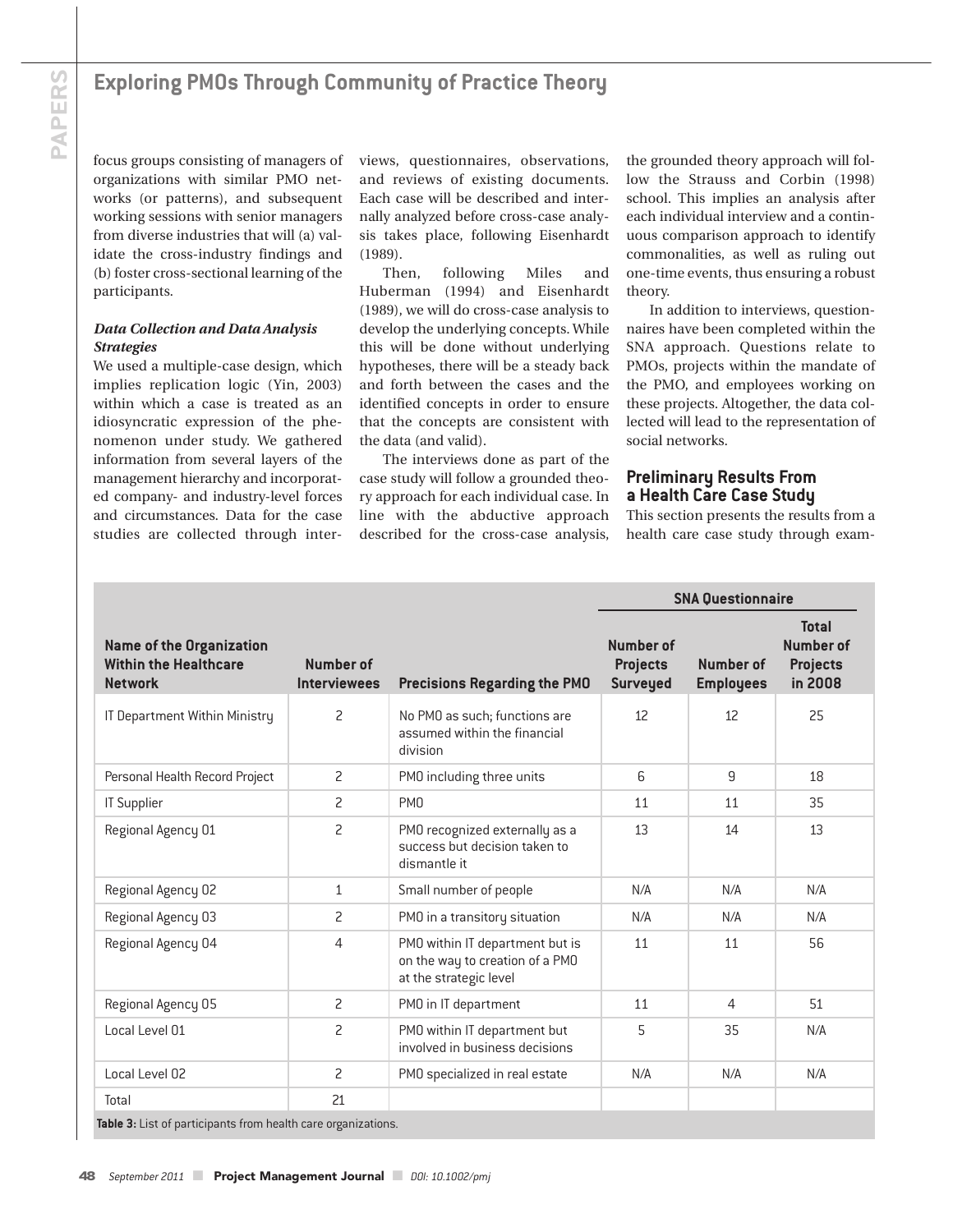focus groups consisting of managers of organizations with similar PMO networks (or patterns), and subsequent working sessions with senior managers from diverse industries that will (a) validate the cross-industry findings and (b) foster cross-sectional learning of the participants.

***Data Collection and Data Analysis Strategies***

We used a multiple-case design, which implies replication logic (Yin, 2003) within which a case is treated as an idiosyncratic expression of the phenomenon under study. We gathered information from several layers of the management hierarchy and incorporated company- and industry-level forces and circumstances. Data for the case studies are collected through interviews, questionnaires, observations, and reviews of existing documents. Each case will be described and internally analyzed before cross-case analysis takes place, following Eisenhardt (1989).

Then, following Miles and Huberman (1994) and Eisenhardt (1989), we will do cross-case analysis to develop the underlying concepts. While this will be done without underlying hypotheses, there will be a steady back and forth between the cases and the identified concepts in order to ensure that the concepts are consistent with the data (and valid).

The interviews done as part of the case study will follow a grounded theory approach for each individual case. In line with the abductive approach described for the cross-case analysis, the grounded theory approach will follow the Strauss and Corbin (1998) school. This implies an analysis after each individual interview and a continuous comparison approach to identify commonalities, as well as ruling out one-time events, thus ensuring a robust theory.

In addition to interviews, questionnaires have been completed within the SNA approach. Questions relate to PMOs, projects within the mandate of the PMO, and employees working on these projects. Altogether, the data collected will lead to the representation of social networks.

## Preliminary Results From a Health Care Case Study

This section presents the results from a health care case study through exam-

| | | | SNA Questionnaire | | |
|---|---|---|---|---|---|
| **Name of the Organization Within the Healthcare Network** | **Number of Interviewees** | **Precisions Regarding the PMO** | **Number of Projects Surveyed** | **Number of Employees** | **Total Number of Projects in 2008** |
| IT Department Within Ministry | 2 | No PMO as such; functions are assumed within the financial division | 12 | 12 | 25 |
| Personal Health Record Project | 2 | PMO including three units | 6 | 9 | 18 |
| IT Supplier | 2 | PMO | 11 | 11 | 35 |
| Regional Agency 01 | 2 | PMO recognized externally as a success but decision taken to dismantle it | 13 | 14 | 13 |
| Regional Agency 02 | 1 | Small number of people | N/A | N/A | N/A |
| Regional Agency 03 | 2 | PMO in a transitory situation | N/A | N/A | N/A |
| Regional Agency 04 | 4 | PMO within IT department but is on the way to creation of a PMO at the strategic level | 11 | 11 | 56 |
| Regional Agency 05 | 2 | PMO in IT department | 11 | 4 | 51 |
| Local Level 01 | 2 | PMO within IT department but involved in business decisions | 5 | 35 | N/A |
| Local Level 02 | 2 | PMO specialized in real estate | N/A | N/A | N/A |
| Total | 21 | | | | |

**Table 3:** List of participants from health care organizations.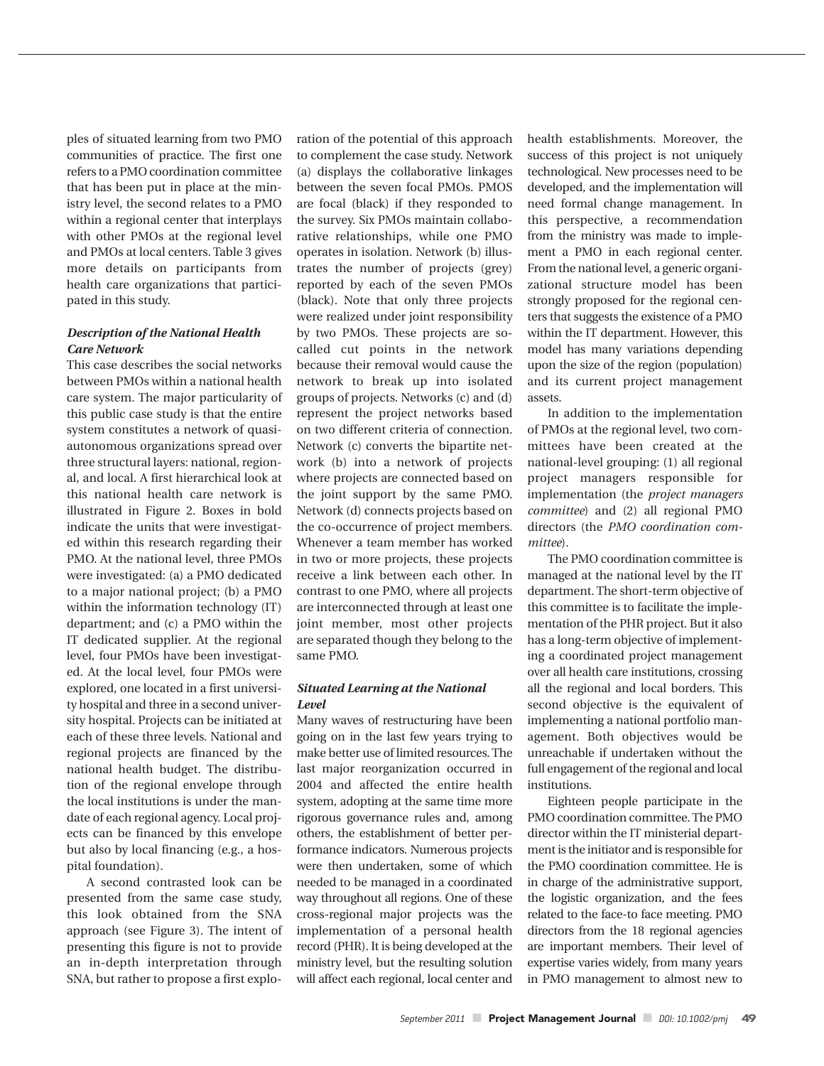ples of situated learning from two PMO communities of practice. The first one refers to a PMO coordination committee that has been put in place at the ministry level, the second relates to a PMO within a regional center that interplays with other PMOs at the regional level and PMOs at local centers. Table 3 gives more details on participants from health care organizations that participated in this study.

### *Description of the National Health Care Network*

This case describes the social networks between PMOs within a national health care system. The major particularity of this public case study is that the entire system constitutes a network of quasi-autonomous organizations spread over three structural layers: national, regional, and local. A first hierarchical look at this national health care network is illustrated in Figure 2. Boxes in bold indicate the units that were investigated within this research regarding their PMO. At the national level, three PMOs were investigated: (a) a PMO dedicated to a major national project; (b) a PMO within the information technology (IT) department; and (c) a PMO within the IT dedicated supplier. At the regional level, four PMOs have been investigated. At the local level, four PMOs were explored, one located in a first university hospital and three in a second university hospital. Projects can be initiated at each of these three levels. National and regional projects are financed by the national health budget. The distribution of the regional envelope through the local institutions is under the mandate of each regional agency. Local projects can be financed by this envelope but also by local financing (e.g., a hospital foundation).

A second contrasted look can be presented from the same case study, this look obtained from the SNA approach (see Figure 3). The intent of presenting this figure is not to provide an in-depth interpretation through SNA, but rather to propose a first exploration of the potential of this approach to complement the case study. Network (a) displays the collaborative linkages between the seven focal PMOs. PMOS are focal (black) if they responded to the survey. Six PMOs maintain collaborative relationships, while one PMO operates in isolation. Network (b) illustrates the number of projects (grey) reported by each of the seven PMOs (black). Note that only three projects were realized under joint responsibility by two PMOs. These projects are so-called cut points in the network because their removal would cause the network to break up into isolated groups of projects. Networks (c) and (d) represent the project networks based on two different criteria of connection. Network (c) converts the bipartite network (b) into a network of projects where projects are connected based on the joint support by the same PMO. Network (d) connects projects based on the co-occurrence of project members. Whenever a team member has worked in two or more projects, these projects receive a link between each other. In contrast to one PMO, where all projects are interconnected through at least one joint member, most other projects are separated though they belong to the same PMO.

### *Situated Learning at the National Level*

Many waves of restructuring have been going on in the last few years trying to make better use of limited resources. The last major reorganization occurred in 2004 and affected the entire health system, adopting at the same time more rigorous governance rules and, among others, the establishment of better performance indicators. Numerous projects were then undertaken, some of which needed to be managed in a coordinated way throughout all regions. One of these cross-regional major projects was the implementation of a personal health record (PHR). It is being developed at the ministry level, but the resulting solution will affect each regional, local center and health establishments. Moreover, the success of this project is not uniquely technological. New processes need to be developed, and the implementation will need formal change management. In this perspective, a recommendation from the ministry was made to implement a PMO in each regional center. From the national level, a generic organizational structure model has been strongly proposed for the regional centers that suggests the existence of a PMO within the IT department. However, this model has many variations depending upon the size of the region (population) and its current project management assets.

In addition to the implementation of PMOs at the regional level, two committees have been created at the national-level grouping: (1) all regional project managers responsible for implementation (the *project managers committee*) and (2) all regional PMO directors (the *PMO coordination committee*).

The PMO coordination committee is managed at the national level by the IT department. The short-term objective of this committee is to facilitate the implementation of the PHR project. But it also has a long-term objective of implementing a coordinated project management over all health care institutions, crossing all the regional and local borders. This second objective is the equivalent of implementing a national portfolio management. Both objectives would be unreachable if undertaken without the full engagement of the regional and local institutions.

Eighteen people participate in the PMO coordination committee. The PMO director within the IT ministerial department is the initiator and is responsible for the PMO coordination committee. He is in charge of the administrative support, the logistic organization, and the fees related to the face-to face meeting. PMO directors from the 18 regional agencies are important members. Their level of expertise varies widely, from many years in PMO management to almost new to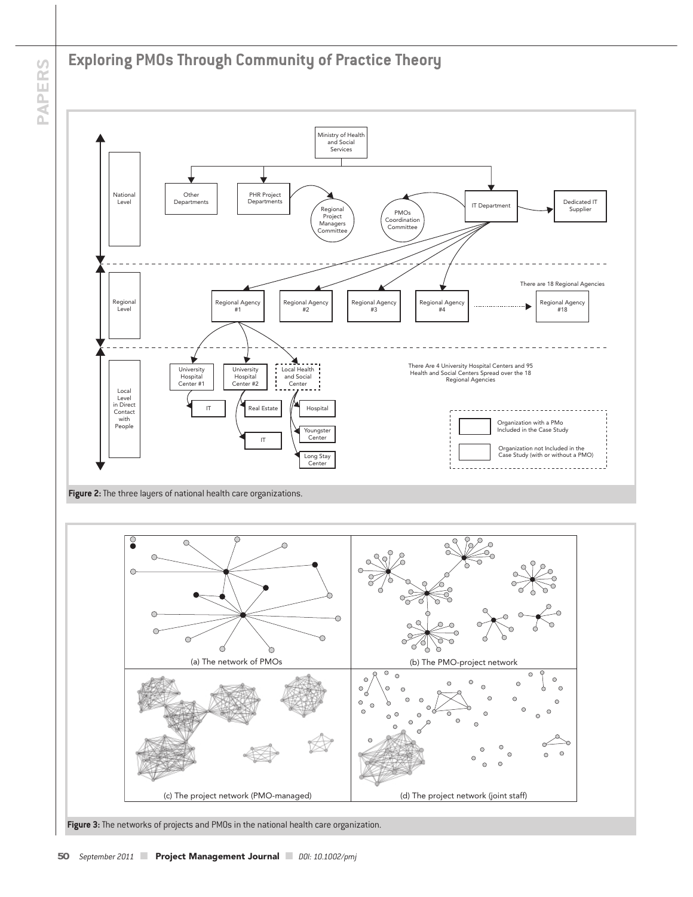Figure 2: The three layers of national health care organizations.

Figure 3: The networks of projects and PMOs in the national health care organization.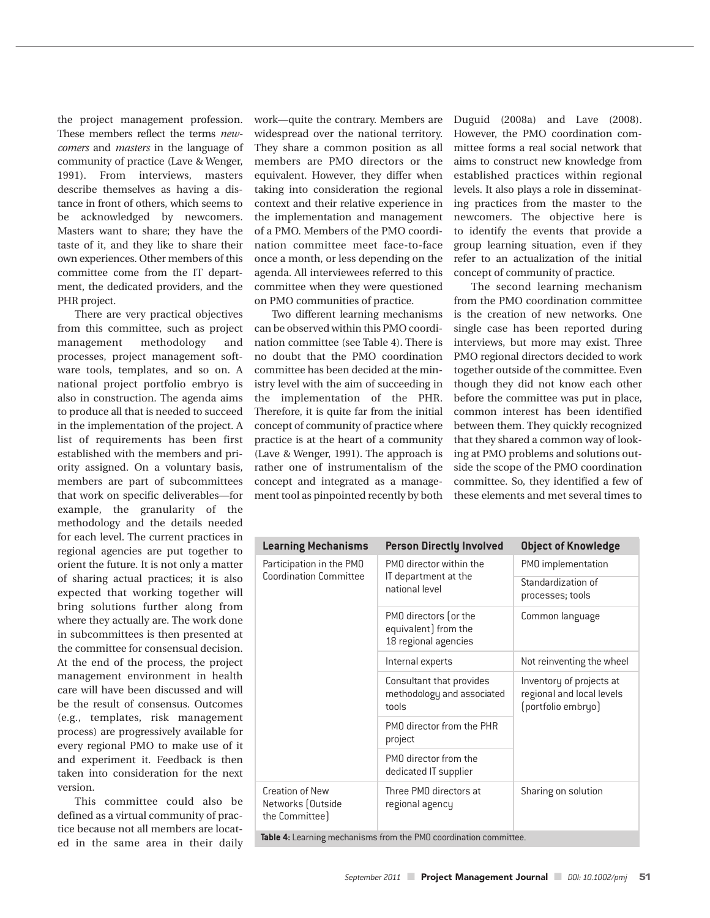the project management profession. These members reflect the terms *newcomers* and *masters* in the language of community of practice (Lave & Wenger, 1991). From interviews, masters describe themselves as having a distance in front of others, which seems to be acknowledged by newcomers. Masters want to share; they have the taste of it, and they like to share their own experiences. Other members of this committee come from the IT department, the dedicated providers, and the PHR project.

There are very practical objectives from this committee, such as project management methodology and processes, project management software tools, templates, and so on. A national project portfolio embryo is also in construction. The agenda aims to produce all that is needed to succeed in the implementation of the project. A list of requirements has been first established with the members and priority assigned. On a voluntary basis, members are part of subcommittees that work on specific deliverables—for example, the granularity of the methodology and the details needed for each level. The current practices in regional agencies are put together to orient the future. It is not only a matter of sharing actual practices; it is also expected that working together will bring solutions further along from where they actually are. The work done in subcommittees is then presented at the committee for consensual decision. At the end of the process, the project management environment in health care will have been discussed and will be the result of consensus. Outcomes (e.g., templates, risk management process) are progressively available for every regional PMO to make use of it and experiment it. Feedback is then taken into consideration for the next version.

This committee could also be defined as a virtual community of practice because not all members are located in the same area in their daily work—quite the contrary. Members are widespread over the national territory. They share a common position as all members are PMO directors or the equivalent. However, they differ when taking into consideration the regional context and their relative experience in the implementation and management of a PMO. Members of the PMO coordination committee meet face-to-face once a month, or less depending on the agenda. All interviewees referred to this committee when they were questioned on PMO communities of practice.

Two different learning mechanisms can be observed within this PMO coordination committee (see Table 4). There is no doubt that the PMO coordination committee has been decided at the ministry level with the aim of succeeding in the implementation of the PHR. Therefore, it is quite far from the initial concept of community of practice where practice is at the heart of a community (Lave & Wenger, 1991). The approach is rather one of instrumentalism of the concept and integrated as a management tool as pinpointed recently by both Duguid (2008a) and Lave (2008). However, the PMO coordination committee forms a real social network that aims to construct new knowledge from established practices within regional levels. It also plays a role in disseminating practices from the master to the newcomers. The objective here is to identify the events that provide a group learning situation, even if they refer to an actualization of the initial concept of community of practice.

The second learning mechanism from the PMO coordination committee is the creation of new networks. One single case has been reported during interviews, but more may exist. Three PMO regional directors decided to work together outside of the committee. Even though they did not know each other before the committee was put in place, common interest has been identified between them. They quickly recognized that they shared a common way of looking at PMO problems and solutions outside the scope of the PMO coordination committee. So, they identified a few of these elements and met several times to

| Learning Mechanisms | Person Directly Involved | Object of Knowledge |
|---|---|---|
| Participation in the PMO Coordination Committee | PMO director within the IT department at the national level | PMO implementation |
| | | Standardization of processes; tools |
| | PMO directors (or the equivalent) from the 18 regional agencies | Common language |
| | Internal experts | Not reinventing the wheel |
| | Consultant that provides methodology and associated tools | Inventory of projects at regional and local levels (portfolio embryo) |
| | PMO director from the PHR project | |
| | PMO director from the dedicated IT supplier | |
| Creation of New Networks (Outside the Committee) | Three PMO directors at regional agency | Sharing on solution |

**Table 4:** Learning mechanisms from the PMO coordination committee.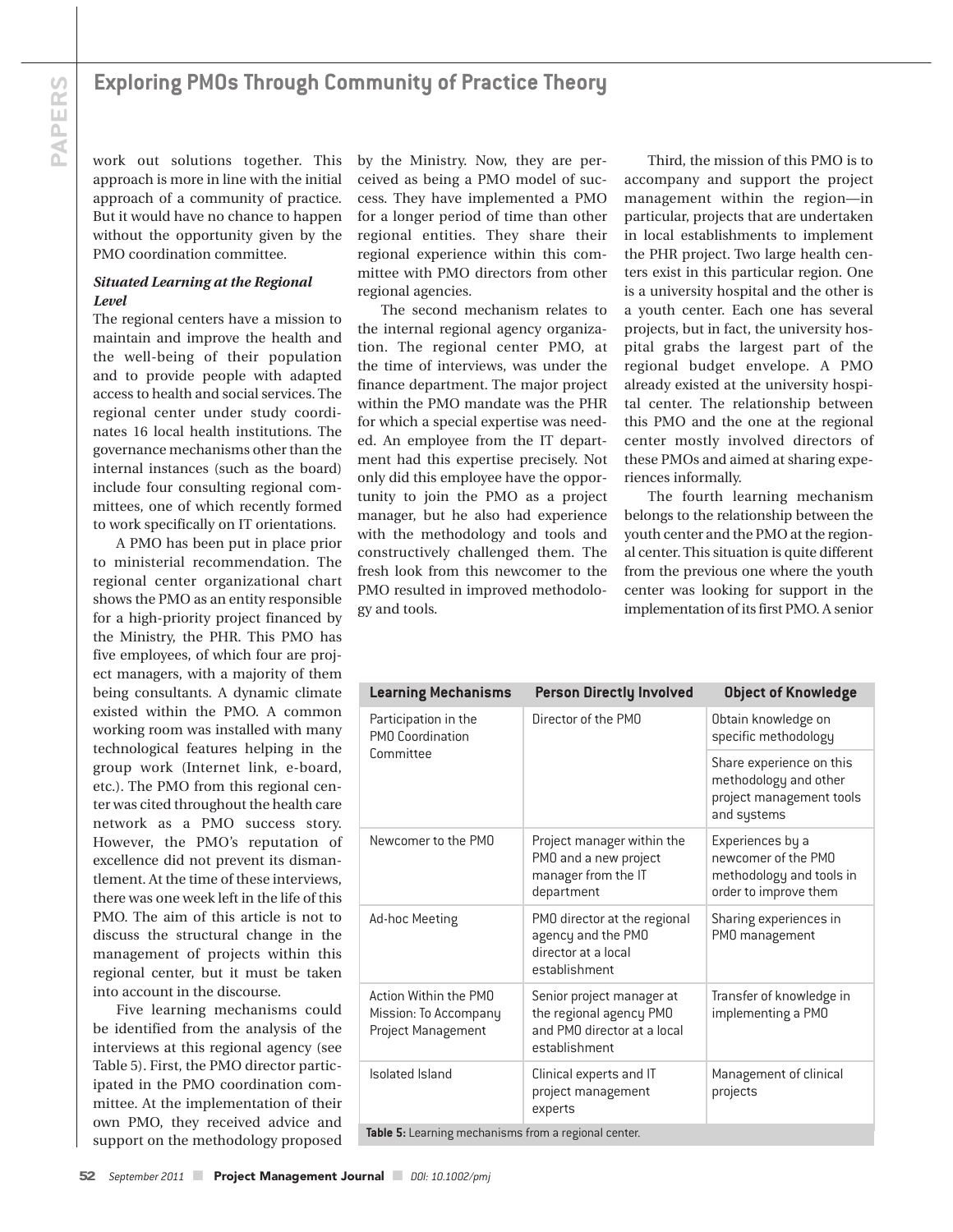work out solutions together. This approach is more in line with the initial approach of a community of practice. But it would have no chance to happen without the opportunity given by the PMO coordination committee.

***Situated Learning at the Regional Level***

The regional centers have a mission to maintain and improve the health and the well-being of their population and to provide people with adapted access to health and social services. The regional center under study coordinates 16 local health institutions. The governance mechanisms other than the internal instances (such as the board) include four consulting regional committees, one of which recently formed to work specifically on IT orientations.

A PMO has been put in place prior to ministerial recommendation. The regional center organizational chart shows the PMO as an entity responsible for a high-priority project financed by the Ministry, the PHR. This PMO has five employees, of which four are project managers, with a majority of them being consultants. A dynamic climate existed within the PMO. A common working room was installed with many technological features helping in the group work (Internet link, e-board, etc.). The PMO from this regional center was cited throughout the health care network as a PMO success story. However, the PMO's reputation of excellence did not prevent its dismantlement. At the time of these interviews, there was one week left in the life of this PMO. The aim of this article is not to discuss the structural change in the management of projects within this regional center, but it must be taken into account in the discourse.

Five learning mechanisms could be identified from the analysis of the interviews at this regional agency (see Table 5). First, the PMO director participated in the PMO coordination committee. At the implementation of their own PMO, they received advice and support on the methodology proposed by the Ministry. Now, they are perceived as being a PMO model of success. They have implemented a PMO for a longer period of time than other regional entities. They share their regional experience within this committee with PMO directors from other regional agencies.

The second mechanism relates to the internal regional agency organization. The regional center PMO, at the time of interviews, was under the finance department. The major project within the PMO mandate was the PHR for which a special expertise was needed. An employee from the IT department had this expertise precisely. Not only did this employee have the opportunity to join the PMO as a project manager, but he also had experience with the methodology and tools and constructively challenged them. The fresh look from this newcomer to the PMO resulted in improved methodology and tools.

Third, the mission of this PMO is to accompany and support the project management within the region—in particular, projects that are undertaken in local establishments to implement the PHR project. Two large health centers exist in this particular region. One is a university hospital and the other is a youth center. Each one has several projects, but in fact, the university hospital grabs the largest part of the regional budget envelope. A PMO already existed at the university hospital center. The relationship between this PMO and the one at the regional center mostly involved directors of these PMOs and aimed at sharing experiences informally.

The fourth learning mechanism belongs to the relationship between the youth center and the PMO at the regional center. This situation is quite different from the previous one where the youth center was looking for support in the implementation of its first PMO. A senior

| Learning Mechanisms | Person Directly Involved | Object of Knowledge |
|---|---|---|
| Participation in the PMO Coordination Committee | Director of the PMO | Obtain knowledge on specific methodology |
| | | Share experience on this methodology and other project management tools and systems |
| Newcomer to the PMO | Project manager within the PMO and a new project manager from the IT department | Experiences by a newcomer of the PMO methodology and tools in order to improve them |
| Ad-hoc Meeting | PMO director at the regional agency and the PMO director at a local establishment | Sharing experiences in PMO management |
| Action Within the PMO Mission: To Accompany Project Management | Senior project manager at the regional agency PMO and PMO director at a local establishment | Transfer of knowledge in implementing a PMO |
| Isolated Island | Clinical experts and IT project management experts | Management of clinical projects |

**Table 5:** Learning mechanisms from a regional center.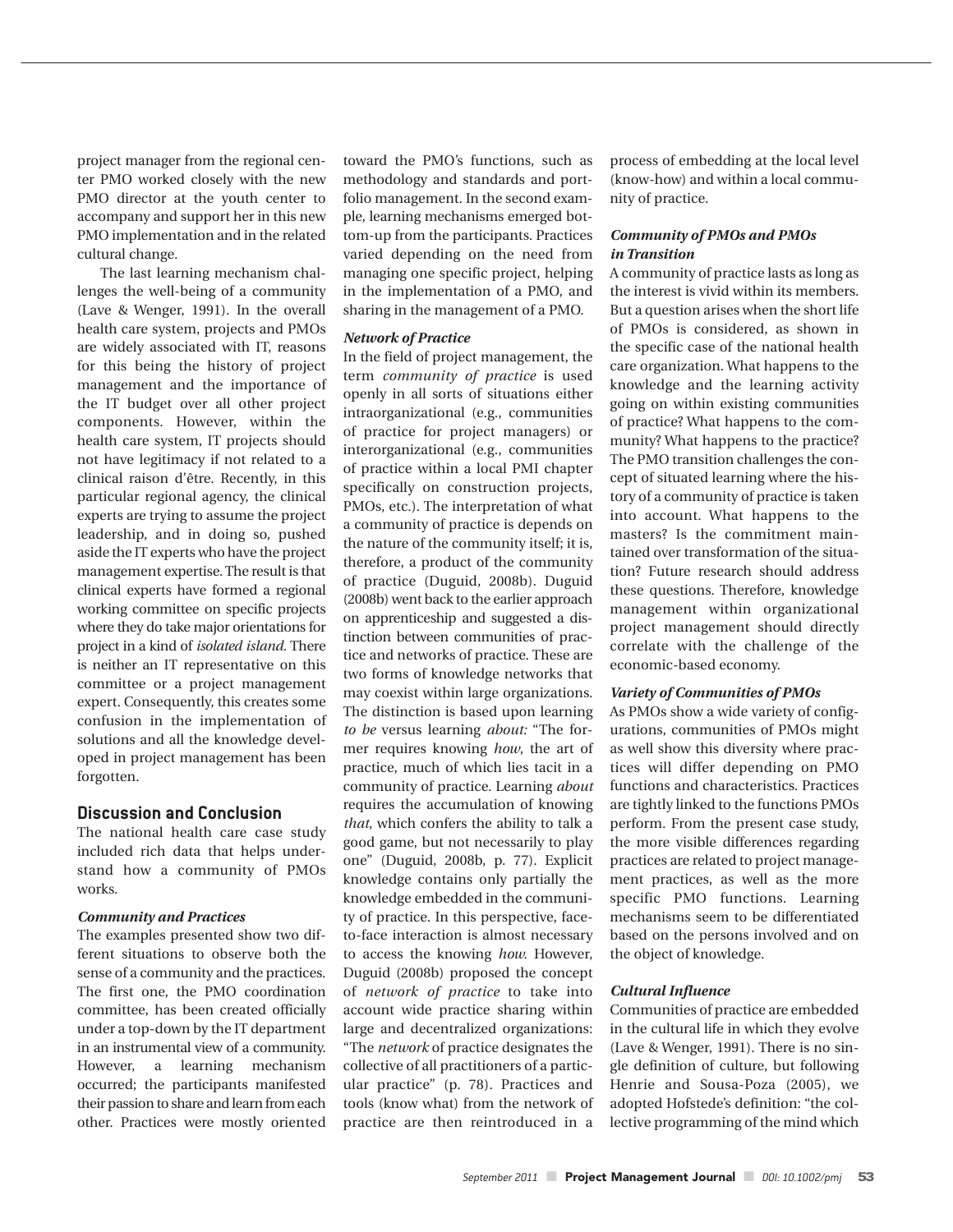project manager from the regional center PMO worked closely with the new PMO director at the youth center to accompany and support her in this new PMO implementation and in the related cultural change.

The last learning mechanism challenges the well-being of a community (Lave & Wenger, 1991). In the overall health care system, projects and PMOs are widely associated with IT, reasons for this being the history of project management and the importance of the IT budget over all other project components. However, within the health care system, IT projects should not have legitimacy if not related to a clinical raison d'être. Recently, in this particular regional agency, the clinical experts are trying to assume the project leadership, and in doing so, pushed aside the IT experts who have the project management expertise. The result is that clinical experts have formed a regional working committee on specific projects where they do take major orientations for project in a kind of *isolated island*. There is neither an IT representative on this committee or a project management expert. Consequently, this creates some confusion in the implementation of solutions and all the knowledge developed in project management has been forgotten.

## Discussion and Conclusion

The national health care case study included rich data that helps understand how a community of PMOs works.

### *Community and Practices*

The examples presented show two different situations to observe both the sense of a community and the practices. The first one, the PMO coordination committee, has been created officially under a top-down by the IT department in an instrumental view of a community. However, a learning mechanism occurred; the participants manifested their passion to share and learn from each other. Practices were mostly oriented toward the PMO's functions, such as methodology and standards and portfolio management. In the second example, learning mechanisms emerged bottom-up from the participants. Practices varied depending on the need from managing one specific project, helping in the implementation of a PMO, and sharing in the management of a PMO.

### *Network of Practice*

In the field of project management, the term *community of practice* is used openly in all sorts of situations either intraorganizational (e.g., communities of practice for project managers) or interorganizational (e.g., communities of practice within a local PMI chapter specifically on construction projects, PMOs, etc.). The interpretation of what a community of practice is depends on the nature of the community itself; it is, therefore, a product of the community of practice (Duguid, 2008b). Duguid (2008b) went back to the earlier approach on apprenticeship and suggested a distinction between communities of practice and networks of practice. These are two forms of knowledge networks that may coexist within large organizations. The distinction is based upon learning *to be* versus learning *about:* "The former requires knowing *how*, the art of practice, much of which lies tacit in a community of practice. Learning *about* requires the accumulation of knowing *that*, which confers the ability to talk a good game, but not necessarily to play one" (Duguid, 2008b, p. 77). Explicit knowledge contains only partially the knowledge embedded in the community of practice. In this perspective, face-to-face interaction is almost necessary to access the knowing *how.* However, Duguid (2008b) proposed the concept of *network of practice* to take into account wide practice sharing within large and decentralized organizations: "The *network* of practice designates the collective of all practitioners of a particular practice" (p. 78). Practices and tools (know what) from the network of practice are then reintroduced in a process of embedding at the local level (know-how) and within a local community of practice.

### *Community of PMOs and PMOs in Transition*

A community of practice lasts as long as the interest is vivid within its members. But a question arises when the short life of PMOs is considered, as shown in the specific case of the national health care organization. What happens to the knowledge and the learning activity going on within existing communities of practice? What happens to the community? What happens to the practice? The PMO transition challenges the concept of situated learning where the history of a community of practice is taken into account. What happens to the masters? Is the commitment maintained over transformation of the situation? Future research should address these questions. Therefore, knowledge management within organizational project management should directly correlate with the challenge of the economic-based economy.

### *Variety of Communities of PMOs*

As PMOs show a wide variety of configurations, communities of PMOs might as well show this diversity where practices will differ depending on PMO functions and characteristics. Practices are tightly linked to the functions PMOs perform. From the present case study, the more visible differences regarding practices are related to project management practices, as well as the more specific PMO functions. Learning mechanisms seem to be differentiated based on the persons involved and on the object of knowledge.

### *Cultural Influence*

Communities of practice are embedded in the cultural life in which they evolve (Lave & Wenger, 1991). There is no single definition of culture, but following Henrie and Sousa-Poza (2005), we adopted Hofstede's definition: "the collective programming of the mind which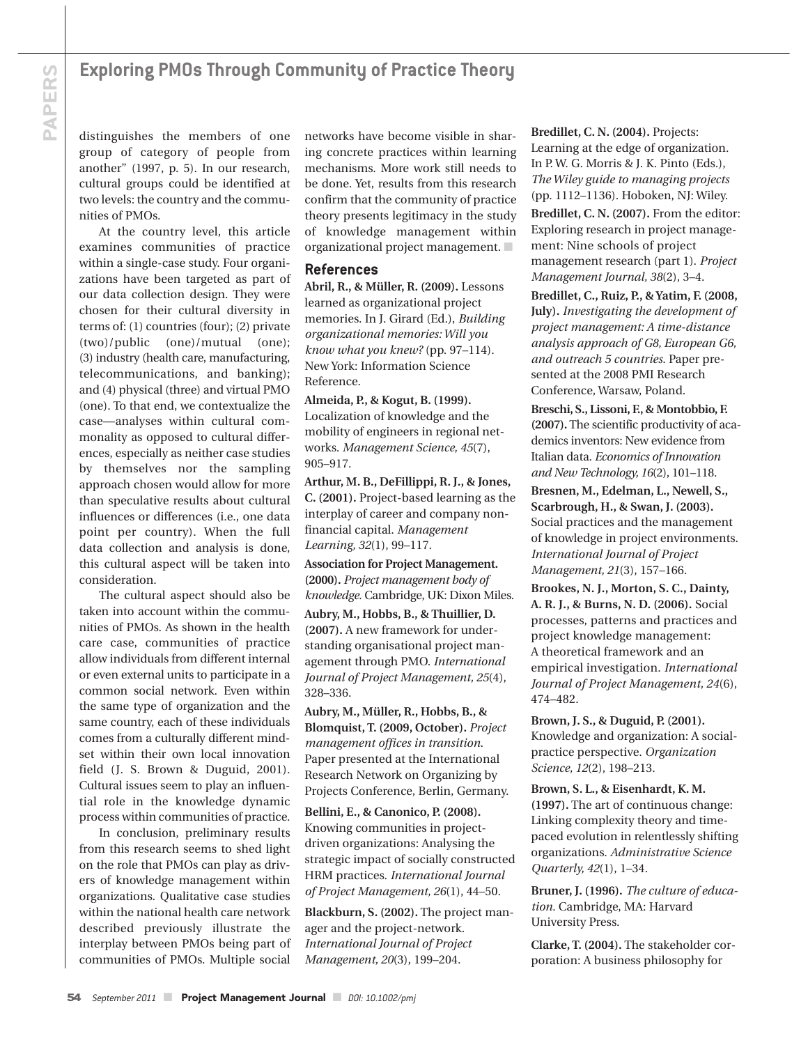distinguishes the members of one group of category of people from another" (1997, p. 5). In our research, cultural groups could be identified at two levels: the country and the communities of PMOs.

At the country level, this article examines communities of practice within a single-case study. Four organizations have been targeted as part of our data collection design. They were chosen for their cultural diversity in terms of: (1) countries (four); (2) private (two)/public (one)/mutual (one); (3) industry (health care, manufacturing, telecommunications, and banking); and (4) physical (three) and virtual PMO (one). To that end, we contextualize the case—analyses within cultural commonality as opposed to cultural differences, especially as neither case studies by themselves nor the sampling approach chosen would allow for more than speculative results about cultural influences or differences (i.e., one data point per country). When the full data collection and analysis is done, this cultural aspect will be taken into consideration.

The cultural aspect should also be taken into account within the communities of PMOs. As shown in the health care case, communities of practice allow individuals from different internal or even external units to participate in a common social network. Even within the same type of organization and the same country, each of these individuals comes from a culturally different mindset within their own local innovation field (J. S. Brown & Duguid, 2001). Cultural issues seem to play an influential role in the knowledge dynamic process within communities of practice.

In conclusion, preliminary results from this research seems to shed light on the role that PMOs can play as drivers of knowledge management within organizations. Qualitative case studies within the national health care network described previously illustrate the interplay between PMOs being part of communities of PMOs. Multiple social networks have become visible in sharing concrete practices within learning mechanisms. More work still needs to be done. Yet, results from this research confirm that the community of practice theory presents legitimacy in the study of knowledge management within organizational project management.

## References

**Abril, R., & Müller, R. (2009).** Lessons learned as organizational project memories. In J. Girard (Ed.), *Building organizational memories: Will you know what you knew?* (pp. 97–114). New York: Information Science Reference.

**Almeida, P., & Kogut, B. (1999).** Localization of knowledge and the mobility of engineers in regional networks. *Management Science, 45*(7), 905–917.

**Arthur, M. B., DeFillippi, R. J., & Jones, C. (2001).** Project-based learning as the interplay of career and company non-financial capital. *Management Learning, 32*(1), 99–117.

**Association for Project Management. (2000).** *Project management body of knowledge.* Cambridge, UK: Dixon Miles.

**Aubry, M., Hobbs, B., & Thuillier, D. (2007).** A new framework for understanding organisational project management through PMO. *International Journal of Project Management, 25*(4), 328–336.

**Aubry, M., Müller, R., Hobbs, B., & Blomquist, T. (2009, October).** *Project management offices in transition.* Paper presented at the International Research Network on Organizing by Projects Conference, Berlin, Germany.

**Bellini, E., & Canonico, P. (2008).** Knowing communities in project-driven organizations: Analysing the strategic impact of socially constructed HRM practices. *International Journal of Project Management, 26*(1), 44–50.

**Blackburn, S. (2002).** The project manager and the project-network. *International Journal of Project Management, 20*(3), 199–204.

**Bredillet, C. N. (2004).** Projects: Learning at the edge of organization. In P. W. G. Morris & J. K. Pinto (Eds.), *The Wiley guide to managing projects* (pp. 1112–1136). Hoboken, NJ: Wiley.

**Bredillet, C. N. (2007).** From the editor: Exploring research in project management: Nine schools of project management research (part 1). *Project Management Journal, 38*(2), 3–4.

**Bredillet, C., Ruiz, P., & Yatim, F. (2008, July).** *Investigating the development of project management: A time-distance analysis approach of G8, European G6, and outreach 5 countries.* Paper presented at the 2008 PMI Research Conference, Warsaw, Poland.

**Breschi, S., Lissoni, F., & Montobbio, F. (2007).** The scientific productivity of academics inventors: New evidence from Italian data. *Economics of Innovation and New Technology, 16*(2), 101–118.

**Bresnen, M., Edelman, L., Newell, S., Scarbrough, H., & Swan, J. (2003).** Social practices and the management of knowledge in project environments. *International Journal of Project Management, 21*(3), 157–166.

**Brookes, N. J., Morton, S. C., Dainty, A. R. J., & Burns, N. D. (2006).** Social processes, patterns and practices and project knowledge management: A theoretical framework and an empirical investigation. *International Journal of Project Management, 24*(6), 474–482.

**Brown, J. S., & Duguid, P. (2001).** Knowledge and organization: A social-practice perspective. *Organization Science, 12*(2), 198–213.

**Brown, S. L., & Eisenhardt, K. M. (1997).** The art of continuous change: Linking complexity theory and time-paced evolution in relentlessly shifting organizations. *Administrative Science Quarterly, 42*(1), 1–34.

**Bruner, J. (1996).** *The culture of education.* Cambridge, MA: Harvard University Press.

**Clarke, T. (2004).** The stakeholder corporation: A business philosophy for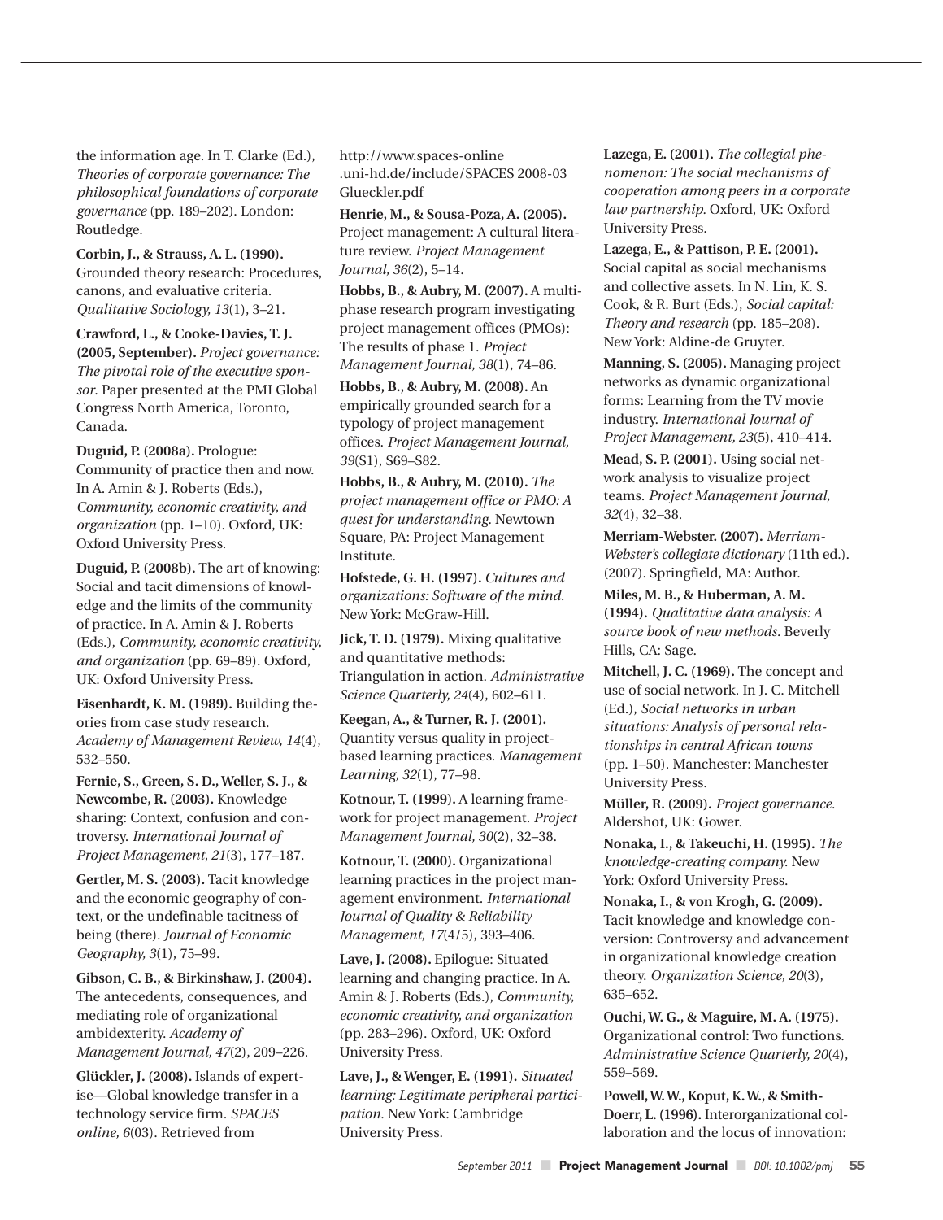the information age. In T. Clarke (Ed.), *Theories of corporate governance: The philosophical foundations of corporate governance* (pp. 189–202). London: Routledge.

**Corbin, J., & Strauss, A. L. (1990).** Grounded theory research: Procedures, canons, and evaluative criteria. *Qualitative Sociology, 13*(1), 3–21.

**Crawford, L., & Cooke-Davies, T. J. (2005, September).** *Project governance: The pivotal role of the executive sponsor.* Paper presented at the PMI Global Congress North America, Toronto, Canada.

**Duguid, P. (2008a).** Prologue: Community of practice then and now. In A. Amin & J. Roberts (Eds.), *Community, economic creativity, and organization* (pp. 1–10). Oxford, UK: Oxford University Press.

**Duguid, P. (2008b).** The art of knowing: Social and tacit dimensions of knowledge and the limits of the community of practice. In A. Amin & J. Roberts (Eds.), *Community, economic creativity, and organization* (pp. 69–89). Oxford, UK: Oxford University Press.

**Eisenhardt, K. M. (1989).** Building theories from case study research. *Academy of Management Review, 14*(4), 532–550.

**Fernie, S., Green, S. D., Weller, S. J., & Newcombe, R. (2003).** Knowledge sharing: Context, confusion and controversy. *International Journal of Project Management, 21*(3), 177–187.

**Gertler, M. S. (2003).** Tacit knowledge and the economic geography of context, or the undefinable tacitness of being (there). *Journal of Economic Geography, 3*(1), 75–99.

**Gibson, C. B., & Birkinshaw, J. (2004).** The antecedents, consequences, and mediating role of organizational ambidexterity. *Academy of Management Journal, 47*(2), 209–226.

**Glückler, J. (2008).** Islands of expertise—Global knowledge transfer in a technology service firm. *SPACES online, 6*(03). Retrieved from http://www.spaces-online.uni-hd.de/include/SPACES 2008-03 Glueckler.pdf

**Henrie, M., & Sousa-Poza, A. (2005).** Project management: A cultural literature review. *Project Management Journal, 36*(2), 5–14.

**Hobbs, B., & Aubry, M. (2007).** A multi-phase research program investigating project management offices (PMOs): The results of phase 1. *Project Management Journal, 38*(1), 74–86.

**Hobbs, B., & Aubry, M. (2008).** An empirically grounded search for a typology of project management offices. *Project Management Journal, 39*(S1), S69–S82.

**Hobbs, B., & Aubry, M. (2010).** *The project management office or PMO: A quest for understanding.* Newtown Square, PA: Project Management Institute.

**Hofstede, G. H. (1997).** *Cultures and organizations: Software of the mind.* New York: McGraw-Hill.

**Jick, T. D. (1979).** Mixing qualitative and quantitative methods: Triangulation in action. *Administrative Science Quarterly, 24*(4), 602–611.

**Keegan, A., & Turner, R. J. (2001).** Quantity versus quality in project-based learning practices. *Management Learning, 32*(1), 77–98.

**Kotnour, T. (1999).** A learning framework for project management. *Project Management Journal, 30*(2), 32–38.

**Kotnour, T. (2000).** Organizational learning practices in the project management environment. *International Journal of Quality & Reliability Management, 17*(4/5), 393–406.

**Lave, J. (2008).** Epilogue: Situated learning and changing practice. In A. Amin & J. Roberts (Eds.), *Community, economic creativity, and organization* (pp. 283–296). Oxford, UK: Oxford University Press.

**Lave, J., & Wenger, E. (1991).** *Situated learning: Legitimate peripheral participation.* New York: Cambridge University Press.

**Lazega, E. (2001).** *The collegial phenomenon: The social mechanisms of cooperation among peers in a corporate law partnership.* Oxford, UK: Oxford University Press.

**Lazega, E., & Pattison, P. E. (2001).** Social capital as social mechanisms and collective assets. In N. Lin, K. S. Cook, & R. Burt (Eds.), *Social capital: Theory and research* (pp. 185–208). New York: Aldine-de Gruyter.

**Manning, S. (2005).** Managing project networks as dynamic organizational forms: Learning from the TV movie industry. *International Journal of Project Management, 23*(5), 410–414.

**Mead, S. P. (2001).** Using social network analysis to visualize project teams. *Project Management Journal, 32*(4), 32–38.

**Merriam-Webster. (2007).** *Merriam-Webster's collegiate dictionary* (11th ed.). (2007). Springfield, MA: Author.

**Miles, M. B., & Huberman, A. M. (1994).** *Qualitative data analysis: A source book of new methods.* Beverly Hills, CA: Sage.

**Mitchell, J. C. (1969).** The concept and use of social network. In J. C. Mitchell (Ed.), *Social networks in urban situations: Analysis of personal relationships in central African towns* (pp. 1–50). Manchester: Manchester University Press.

**Müller, R. (2009).** *Project governance.* Aldershot, UK: Gower.

**Nonaka, I., & Takeuchi, H. (1995).** *The knowledge-creating company.* New York: Oxford University Press.

**Nonaka, I., & von Krogh, G. (2009).** Tacit knowledge and knowledge conversion: Controversy and advancement in organizational knowledge creation theory. *Organization Science, 20*(3), 635–652.

**Ouchi, W. G., & Maguire, M. A. (1975).** Organizational control: Two functions. *Administrative Science Quarterly, 20*(4), 559–569.

**Powell, W. W., Koput, K. W., & Smith-Doerr, L. (1996).** Interorganizational collaboration and the locus of innovation: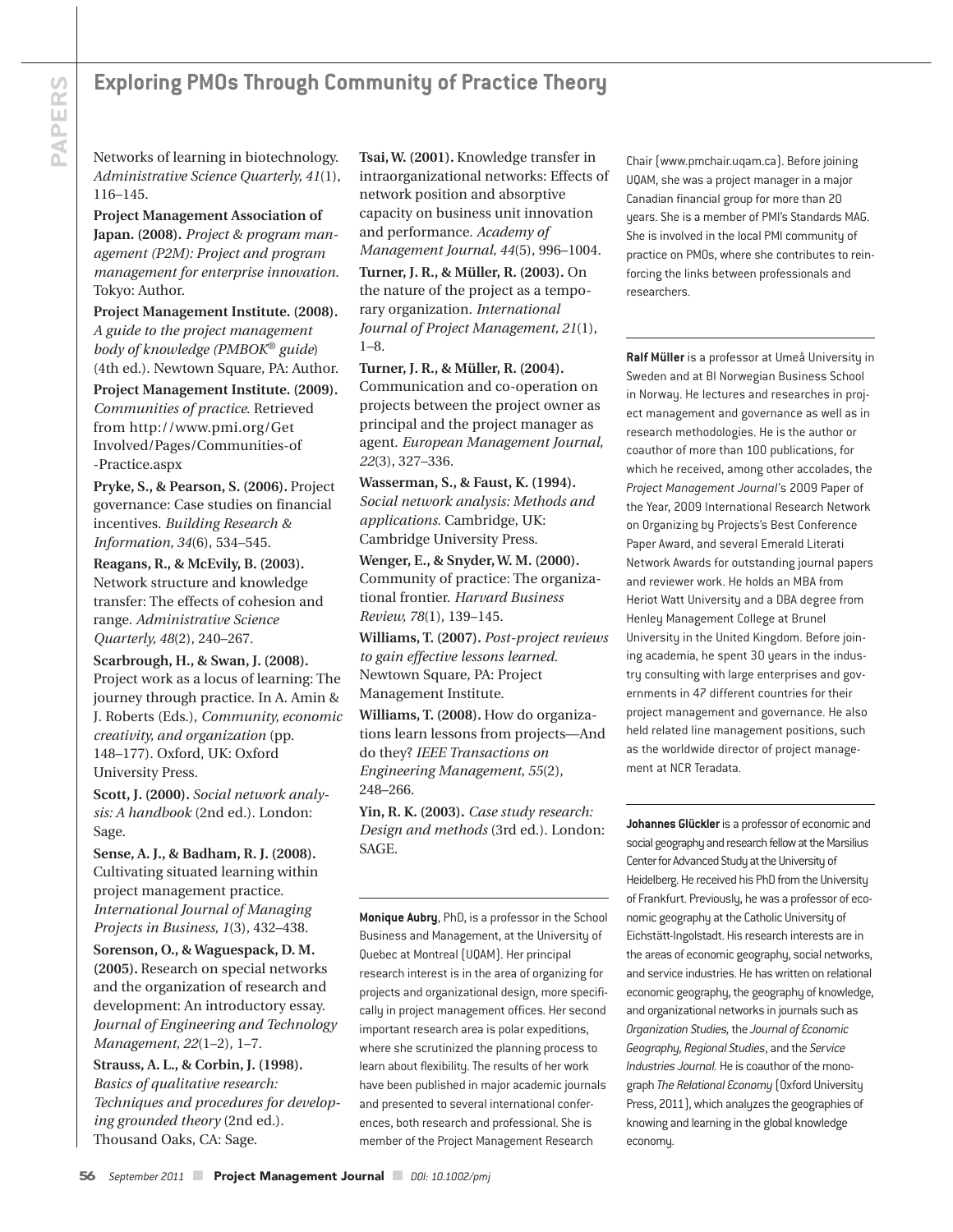Networks of learning in biotechnology. *Administrative Science Quarterly, 41*(1), 116–145.

**Project Management Association of Japan. (2008).** *Project & program management (P2M): Project and program management for enterprise innovation.* Tokyo: Author.

**Project Management Institute. (2008).** *A guide to the project management body of knowledge (PMBOK® guide)* (4th ed.). Newtown Square, PA: Author.

**Project Management Institute. (2009).** *Communities of practice.* Retrieved from http://www.pmi.org/GetInvolved/Pages/Communities-of-Practice.aspx

**Pryke, S., & Pearson, S. (2006).** Project governance: Case studies on financial incentives. *Building Research & Information, 34*(6), 534–545.

**Reagans, R., & McEvily, B. (2003).** Network structure and knowledge transfer: The effects of cohesion and range. *Administrative Science Quarterly, 48*(2), 240–267.

**Scarbrough, H., & Swan, J. (2008).** Project work as a locus of learning: The journey through practice. In A. Amin & J. Roberts (Eds.), *Community, economic creativity, and organization* (pp. 148–177). Oxford, UK: Oxford University Press.

**Scott, J. (2000).** *Social network analysis: A handbook* (2nd ed.). London: Sage.

**Sense, A. J., & Badham, R. J. (2008).** Cultivating situated learning within project management practice. *International Journal of Managing Projects in Business, 1*(3), 432–438.

**Sorenson, O., & Waguespack, D. M. (2005).** Research on special networks and the organization of research and development: An introductory essay. *Journal of Engineering and Technology Management, 22*(1–2), 1–7.

**Strauss, A. L., & Corbin, J. (1998).** *Basics of qualitative research: Techniques and procedures for developing grounded theory* (2nd ed.). Thousand Oaks, CA: Sage.

**Tsai, W. (2001).** Knowledge transfer in intraorganizational networks: Effects of network position and absorptive capacity on business unit innovation and performance. *Academy of Management Journal, 44*(5), 996–1004.

**Turner, J. R., & Müller, R. (2003).** On the nature of the project as a temporary organization. *International Journal of Project Management, 21*(1), 1–8.

**Turner, J. R., & Müller, R. (2004).** Communication and co-operation on projects between the project owner as principal and the project manager as agent. *European Management Journal, 22*(3), 327–336.

**Wasserman, S., & Faust, K. (1994).** *Social network analysis: Methods and applications.* Cambridge, UK: Cambridge University Press.

**Wenger, E., & Snyder, W. M. (2000).** Community of practice: The organizational frontier. *Harvard Business Review, 78*(1), 139–145.

**Williams, T. (2007).** *Post-project reviews to gain effective lessons learned.* Newtown Square, PA: Project Management Institute.

**Williams, T. (2008).** How do organizations learn lessons from projects—And do they? *IEEE Transactions on Engineering Management, 55*(2), 248–266.

**Yin, R. K. (2003).** *Case study research: Design and methods* (3rd ed.). London: SAGE.

---

**Monique Aubry**, PhD, is a professor in the School Business and Management, at the University of Quebec at Montreal (UQAM). Her principal research interest is in the area of organizing for projects and organizational design, more specifically in project management offices. Her second important research area is polar expeditions, where she scrutinized the planning process to learn about flexibility. The results of her work have been published in major academic journals and presented to several international conferences, both research and professional. She is member of the Project Management Research Chair (www.pmchair.uqam.ca). Before joining UQAM, she was a project manager in a major Canadian financial group for more than 20 years. She is a member of PMI's Standards MAG. She is involved in the local PMI community of practice on PMOs, where she contributes to reinforcing the links between professionals and researchers.

---

**Ralf Müller** is a professor at Umeå University in Sweden and at BI Norwegian Business School in Norway. He lectures and researches in project management and governance as well as in research methodologies. He is the author or coauthor of more than 100 publications, for which he received, among other accolades, the *Project Management Journal*'s 2009 Paper of the Year, 2009 International Research Network on Organizing by Projects's Best Conference Paper Award, and several Emerald Literati Network Awards for outstanding journal papers and reviewer work. He holds an MBA from Heriot Watt University and a DBA degree from Henley Management College at Brunel University in the United Kingdom. Before joining academia, he spent 30 years in the industry consulting with large enterprises and governments in 47 different countries for their project management and governance. He also held related line management positions, such as the worldwide director of project management at NCR Teradata.

---

**Johannes Glückler** is a professor of economic and social geography and research fellow at the Marsilius Center for Advanced Study at the University of Heidelberg. He received his PhD from the University of Frankfurt. Previously, he was a professor of economic geography at the Catholic University of Eichstätt-Ingolstadt. His research interests are in the areas of economic geography, social networks, and service industries. He has written on relational economic geography, the geography of knowledge, and organizational networks in journals such as *Organization Studies,* the *Journal of Economic Geography, Regional Studies*, and the *Service Industries Journal.* He is coauthor of the monograph *The Relational Economy* (Oxford University Press, 2011), which analyzes the geographies of knowing and learning in the global knowledge economy.